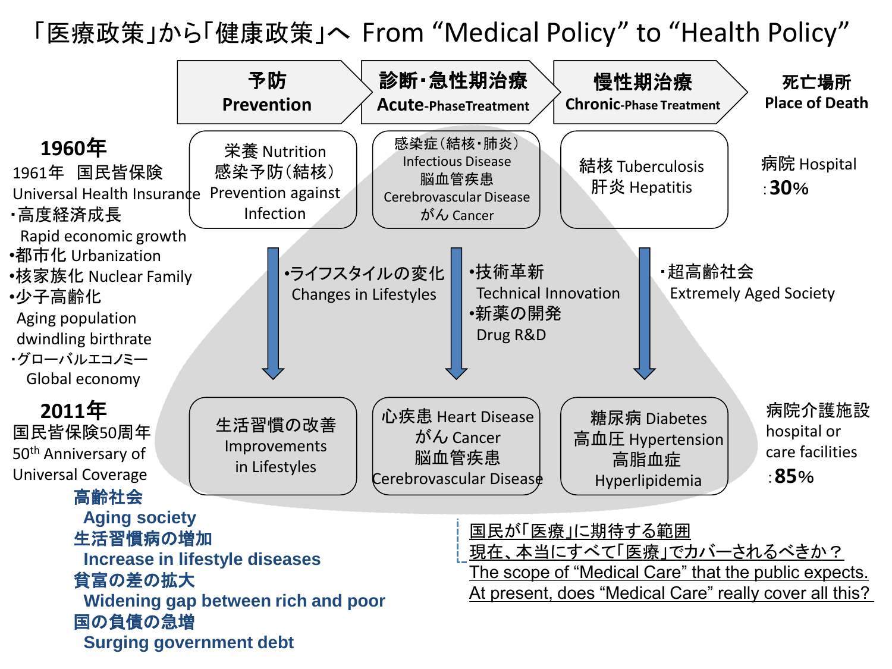# 「医療政策」から「健康政策」へ From "Medical Policy" to "Health Policy"

| | 予防 Prevention | 診断・急性期治療 Acute-PhaseTreatment | 慢性期治療 Chronic-Phase Treatment | 死亡場所 Place of Death |
|---|---|---|---|---|
| **1960年**<br>1961年 国民皆保険 Universal Health Insurance<br>・高度経済成長 Rapid economic growth<br>•都市化 Urbanization<br>•核家族化 Nuclear Family<br>•少子高齢化 Aging population dwindling birthrate<br>・グローバルエコノミー Global economy | 栄養 Nutrition<br>感染予防（結核）Prevention against Infection | 感染症（結核・肺炎）Infectious Disease<br>脳血管疾患 Cerebrovascular Disease<br>がん Cancer | 結核 Tuberculosis<br>肝炎 Hepatitis | 病院 Hospital<br>:**30**% |
| | ↓ •ライフスタイルの変化 Changes in Lifestyles | ↓ •技術革新 Technical Innovation<br>•新薬の開発 Drug R&D | ↓ ・超高齢社会 Extremely Aged Society | |
| **2011年**<br>国民皆保険50周年<br>50th Anniversary of Universal Coverage | 生活習慣の改善 Improvements in Lifestyles | 心疾患 Heart Disease<br>がん Cancer<br>脳血管疾患 Cerebrovascular Disease | 糖尿病 Diabetes<br>高血圧 Hypertension<br>高脂血症 Hyperlipidemia | 病院介護施設 hospital or care facilities<br>:**85**% |

**高齢社会**
**Aging society**
**生活習慣病の増加**
**Increase in lifestyle diseases**
**貧富の差の拡大**
**Widening gap between rich and poor**
**国の負債の急増**
**Surging government debt**

国民が「医療」に期待する範囲
現在、本当にすべて「医療」でカバーされるべきか？
The scope of "Medical Care" that the public expects.
At present, does "Medical Care" really cover all this?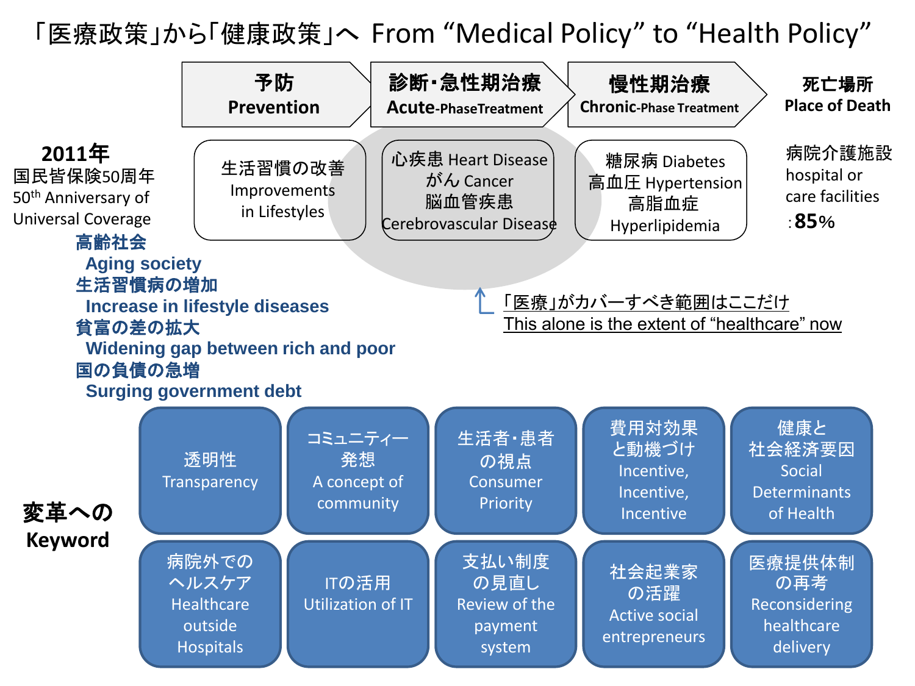# 「医療政策」から「健康政策」へ From "Medical Policy" to "Health Policy"

**予防**
**Prevention**

**診断・急性期治療**
**Acute-PhaseTreatment**

**慢性期治療**
**Chronic-Phase Treatment**

**死亡場所**
**Place of Death**

**2011年**
国民皆保険50周年
50th Anniversary of Universal Coverage

生活習慣の改善
Improvements in Lifestyles

心疾患 Heart Disease
がん Cancer
脳血管疾患
Cerebrovascular Disease

糖尿病 Diabetes
高血圧 Hypertension
高脂血症
Hyperlipidemia

病院介護施設
hospital or care facilities
:**85%**

「医療」がカバーすべき範囲はここだけ
This alone is the extent of "healthcare" now

**高齢社会**
**Aging society**
**生活習慣病の増加**
**Increase in lifestyle diseases**
**貧富の差の拡大**
**Widening gap between rich and poor**
**国の負債の急増**
**Surging government debt**

**変革への**
**Keyword**

| | | | | |
|---|---|---|---|---|
| 透明性 Transparency | コミュニティー発想 A concept of community | 生活者・患者の視点 Consumer Priority | 費用対効果と動機づけ Incentive, Incentive, Incentive | 健康と社会経済要因 Social Determinants of Health |
| 病院外でのヘルスケア Healthcare outside Hospitals | ITの活用 Utilization of IT | 支払い制度の見直し Review of the payment system | 社会起業家の活躍 Active social entrepreneurs | 医療提供体制の再考 Reconsidering healthcare delivery |